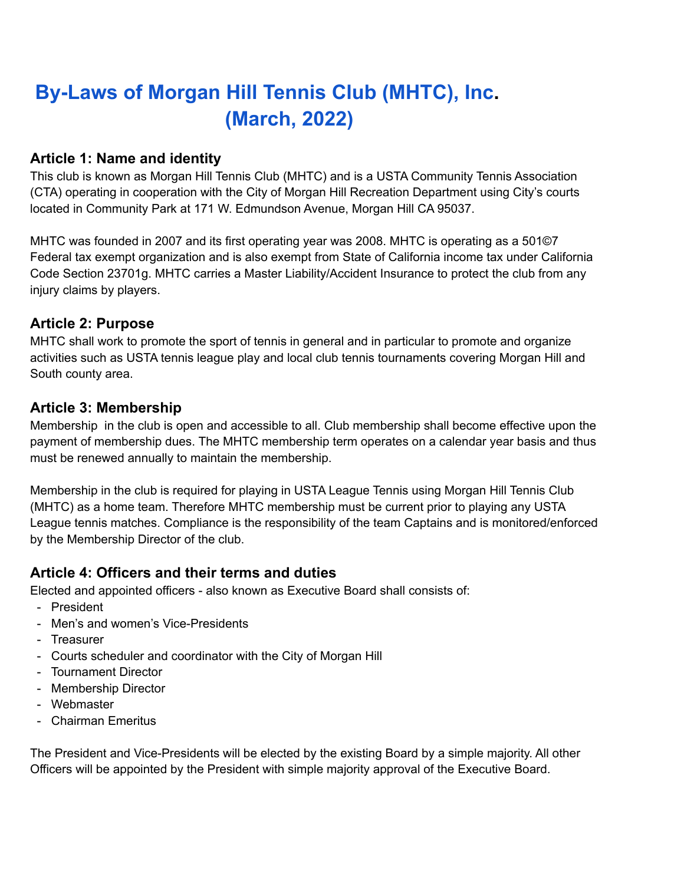# By-Laws of Morgan Hill Tennis Club (MHTC), Inc.
# (March, 2022)

## Article 1: Name and identity

This club is known as Morgan Hill Tennis Club (MHTC) and is a USTA Community Tennis Association (CTA) operating in cooperation with the City of Morgan Hill Recreation Department using City's courts located in Community Park at 171 W. Edmundson Avenue, Morgan Hill CA 95037.

MHTC was founded in 2007 and its first operating year was 2008. MHTC is operating as a 501©7 Federal tax exempt organization and is also exempt from State of California income tax under California Code Section 23701g. MHTC carries a Master Liability/Accident Insurance to protect the club from any injury claims by players.

## Article 2: Purpose

MHTC shall work to promote the sport of tennis in general and in particular to promote and organize activities such as USTA tennis league play and local club tennis tournaments covering Morgan Hill and South county area.

## Article 3: Membership

Membership in the club is open and accessible to all. Club membership shall become effective upon the payment of membership dues. The MHTC membership term operates on a calendar year basis and thus must be renewed annually to maintain the membership.

Membership in the club is required for playing in USTA League Tennis using Morgan Hill Tennis Club (MHTC) as a home team. Therefore MHTC membership must be current prior to playing any USTA League tennis matches. Compliance is the responsibility of the team Captains and is monitored/enforced by the Membership Director of the club.

## Article 4: Officers and their terms and duties

Elected and appointed officers - also known as Executive Board shall consists of:

- President
- Men's and women's Vice-Presidents
- Treasurer
- Courts scheduler and coordinator with the City of Morgan Hill
- Tournament Director
- Membership Director
- Webmaster
- Chairman Emeritus

The President and Vice-Presidents will be elected by the existing Board by a simple majority. All other Officers will be appointed by the President with simple majority approval of the Executive Board.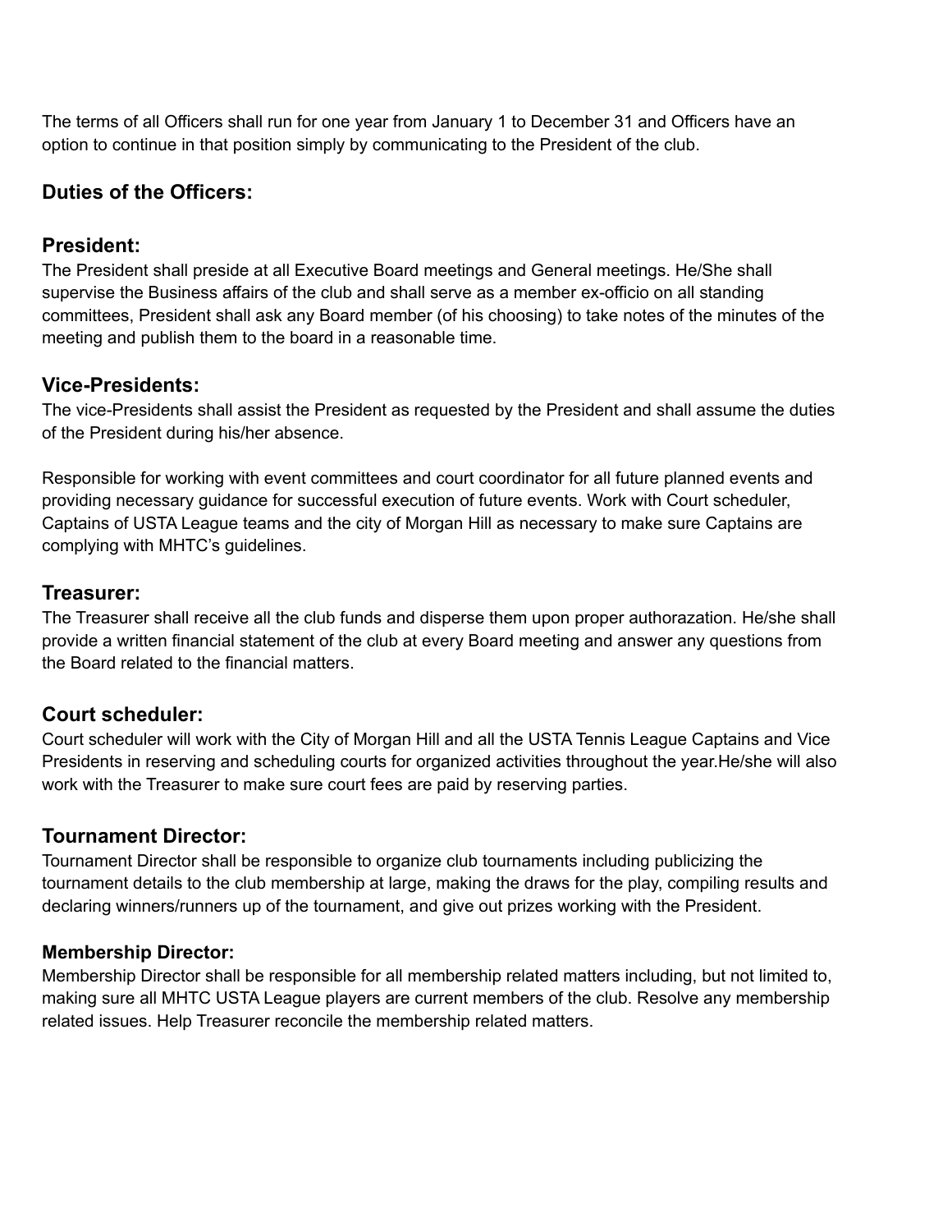The terms of all Officers shall run for one year from January 1 to December 31 and Officers have an option to continue in that position simply by communicating to the President of the club.

## Duties of the Officers:

## President:

The President shall preside at all Executive Board meetings and General meetings. He/She shall supervise the Business affairs of the club and shall serve as a member ex-officio on all standing committees, President shall ask any Board member (of his choosing) to take notes of the minutes of the meeting and publish them to the board in a reasonable time.

## Vice-Presidents:

The vice-Presidents shall assist the President as requested by the President and shall assume the duties of the President during his/her absence.

Responsible for working with event committees and court coordinator for all future planned events and providing necessary guidance for successful execution of future events. Work with Court scheduler, Captains of USTA League teams and the city of Morgan Hill as necessary to make sure Captains are complying with MHTC's guidelines.

## Treasurer:

The Treasurer shall receive all the club funds and disperse them upon proper authorazation. He/she shall provide a written financial statement of the club at every Board meeting and answer any questions from the Board related to the financial matters.

## Court scheduler:

Court scheduler will work with the City of Morgan Hill and all the USTA Tennis League Captains and Vice Presidents in reserving and scheduling courts for organized activities throughout the year.He/she will also work with the Treasurer to make sure court fees are paid by reserving parties.

## Tournament Director:

Tournament Director shall be responsible to organize club tournaments including publicizing the tournament details to the club membership at large, making the draws for the play, compiling results and declaring winners/runners up of the tournament, and give out prizes working with the President.

### Membership Director:

Membership Director shall be responsible for all membership related matters including, but not limited to, making sure all MHTC USTA League players are current members of the club. Resolve any membership related issues. Help Treasurer reconcile the membership related matters.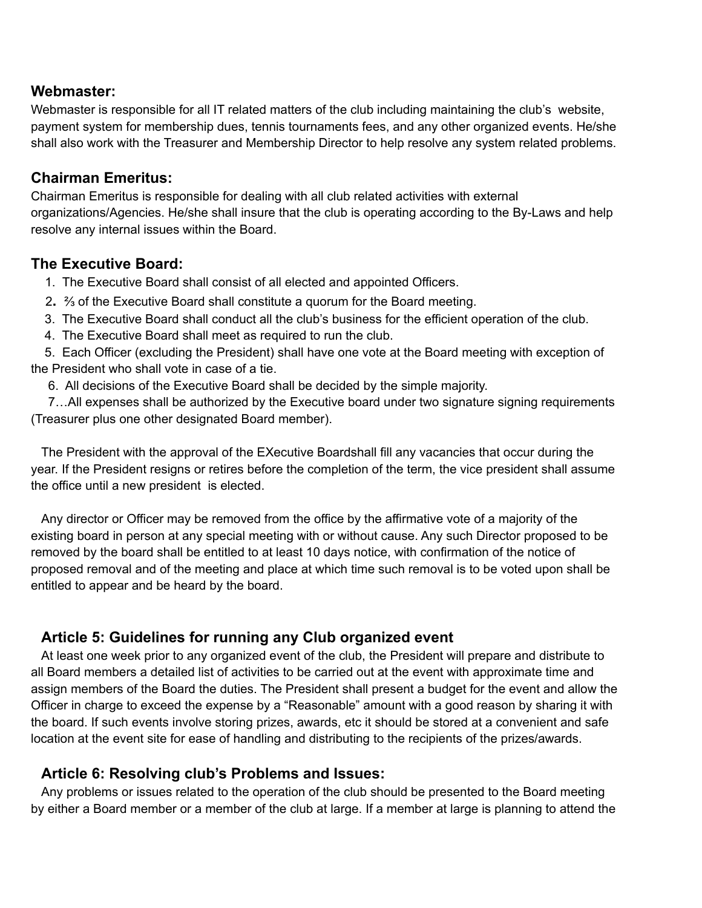### Webmaster:

Webmaster is responsible for all IT related matters of the club including maintaining the club's website, payment system for membership dues, tennis tournaments fees, and any other organized events. He/she shall also work with the Treasurer and Membership Director to help resolve any system related problems.

### Chairman Emeritus:

Chairman Emeritus is responsible for dealing with all club related activities with external organizations/Agencies. He/she shall insure that the club is operating according to the By-Laws and help resolve any internal issues within the Board.

### The Executive Board:

1. The Executive Board shall consist of all elected and appointed Officers.
2. ⅔ of the Executive Board shall constitute a quorum for the Board meeting.
3. The Executive Board shall conduct all the club's business for the efficient operation of the club.
4. The Executive Board shall meet as required to run the club.
5. Each Officer (excluding the President) shall have one vote at the Board meeting with exception of the President who shall vote in case of a tie.
6. All decisions of the Executive Board shall be decided by the simple majority.
7. …All expenses shall be authorized by the Executive board under two signature signing requirements (Treasurer plus one other designated Board member).

The President with the approval of the EXecutive Boardshall fill any vacancies that occur during the year. If the President resigns or retires before the completion of the term, the vice president shall assume the office until a new president is elected.

Any director or Officer may be removed from the office by the affirmative vote of a majority of the existing board in person at any special meeting with or without cause. Any such Director proposed to be removed by the board shall be entitled to at least 10 days notice, with confirmation of the notice of proposed removal and of the meeting and place at which time such removal is to be voted upon shall be entitled to appear and be heard by the board.

## Article 5: Guidelines for running any Club organized event

At least one week prior to any organized event of the club, the President will prepare and distribute to all Board members a detailed list of activities to be carried out at the event with approximate time and assign members of the Board the duties. The President shall present a budget for the event and allow the Officer in charge to exceed the expense by a "Reasonable" amount with a good reason by sharing it with the board. If such events involve storing prizes, awards, etc it should be stored at a convenient and safe location at the event site for ease of handling and distributing to the recipients of the prizes/awards.

## Article 6: Resolving club's Problems and Issues:

Any problems or issues related to the operation of the club should be presented to the Board meeting by either a Board member or a member of the club at large. If a member at large is planning to attend the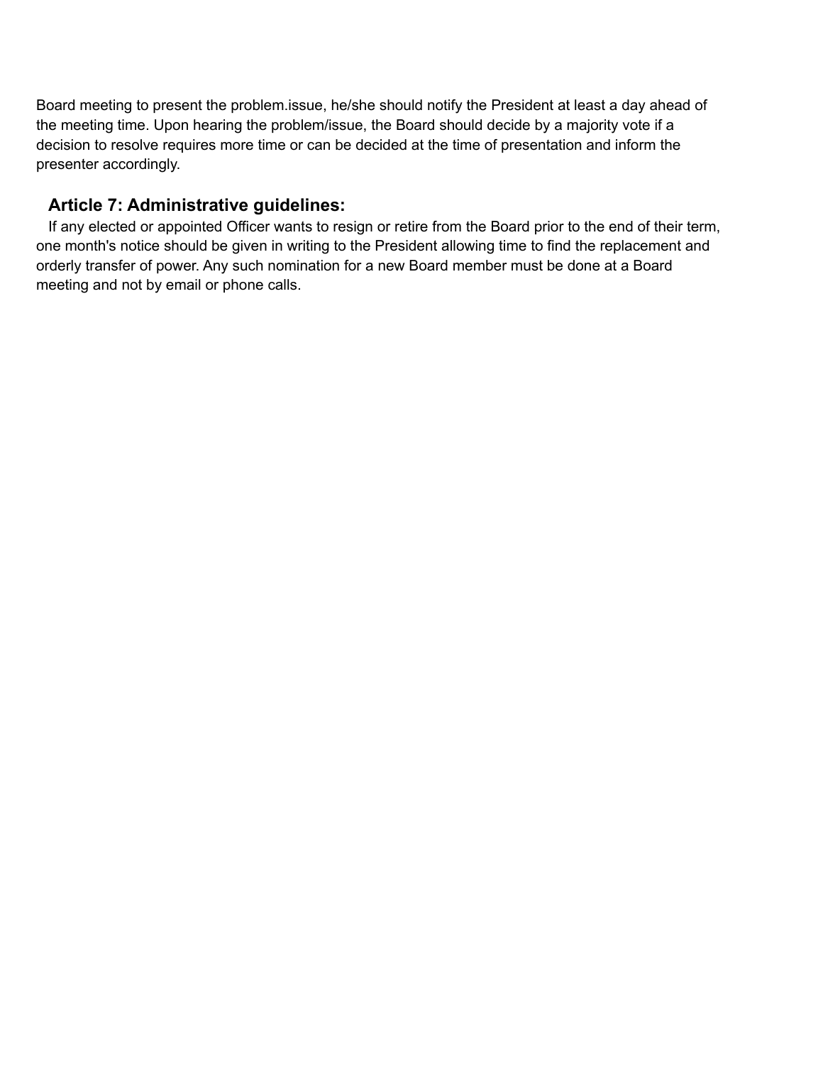Board meeting to present the problem.issue, he/she should notify the President at least a day ahead of the meeting time. Upon hearing the problem/issue, the Board should decide by a majority vote if a decision to resolve requires more time or can be decided at the time of presentation and inform the presenter accordingly.

## Article 7: Administrative guidelines:

If any elected or appointed Officer wants to resign or retire from the Board prior to the end of their term, one month's notice should be given in writing to the President allowing time to find the replacement and orderly transfer of power. Any such nomination for a new Board member must be done at a Board meeting and not by email or phone calls.